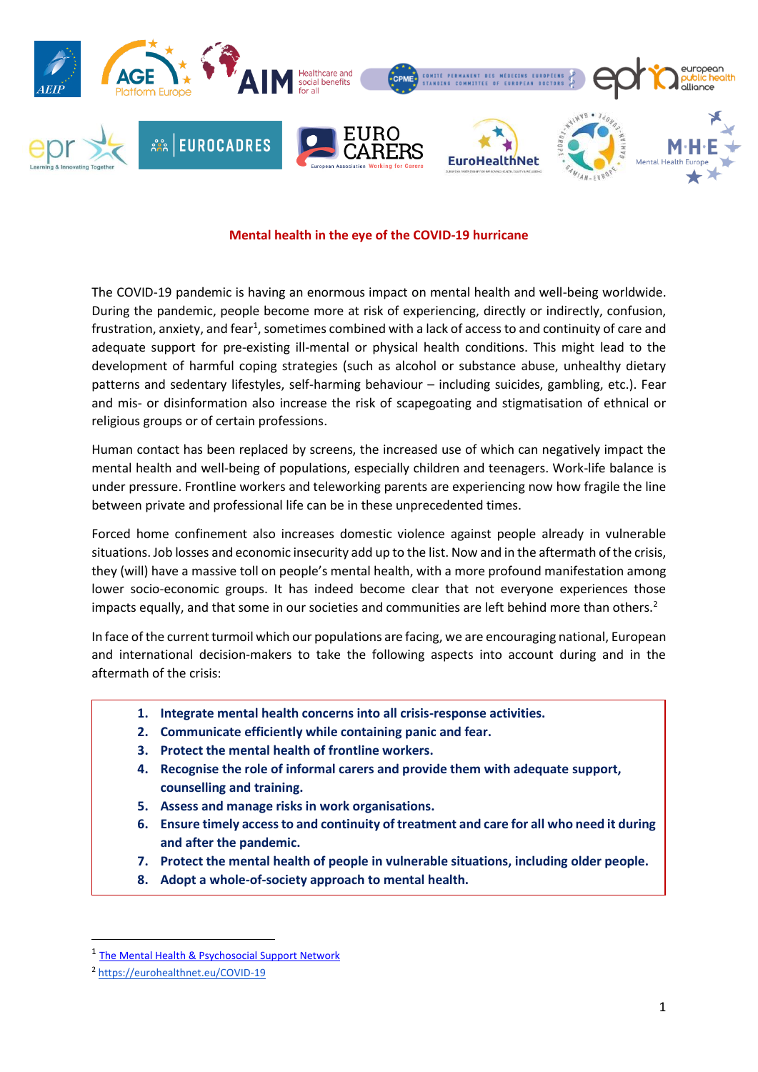# Mental health in the eye of the COVID-19 hurricane

The COVID-19 pandemic is having an enormous impact on mental health and well-being worldwide. During the pandemic, people become more at risk of experiencing, directly or indirectly, confusion, frustration, anxiety, and fear[1], sometimes combined with a lack of access to and continuity of care and adequate support for pre-existing ill-mental or physical health conditions. This might lead to the development of harmful coping strategies (such as alcohol or substance abuse, unhealthy dietary patterns and sedentary lifestyles, self-harming behaviour – including suicides, gambling, etc.). Fear and mis- or disinformation also increase the risk of scapegoating and stigmatisation of ethnical or religious groups or of certain professions.

Human contact has been replaced by screens, the increased use of which can negatively impact the mental health and well-being of populations, especially children and teenagers. Work-life balance is under pressure. Frontline workers and teleworking parents are experiencing now how fragile the line between private and professional life can be in these unprecedented times.

Forced home confinement also increases domestic violence against people already in vulnerable situations. Job losses and economic insecurity add up to the list. Now and in the aftermath of the crisis, they (will) have a massive toll on people's mental health, with a more profound manifestation among lower socio-economic groups. It has indeed become clear that not everyone experiences those impacts equally, and that some in our societies and communities are left behind more than others.[2]

In face of the current turmoil which our populations are facing, we are encouraging national, European and international decision-makers to take the following aspects into account during and in the aftermath of the crisis:

1. **Integrate mental health concerns into all crisis-response activities.**
2. **Communicate efficiently while containing panic and fear.**
3. **Protect the mental health of frontline workers.**
4. **Recognise the role of informal carers and provide them with adequate support, counselling and training.**
5. **Assess and manage risks in work organisations.**
6. **Ensure timely access to and continuity of treatment and care for all who need it during and after the pandemic.**
7. **Protect the mental health of people in vulnerable situations, including older people.**
8. **Adopt a whole-of-society approach to mental health.**

---

[1] The Mental Health & Psychosocial Support Network

[2] https://eurohealthnet.eu/COVID-19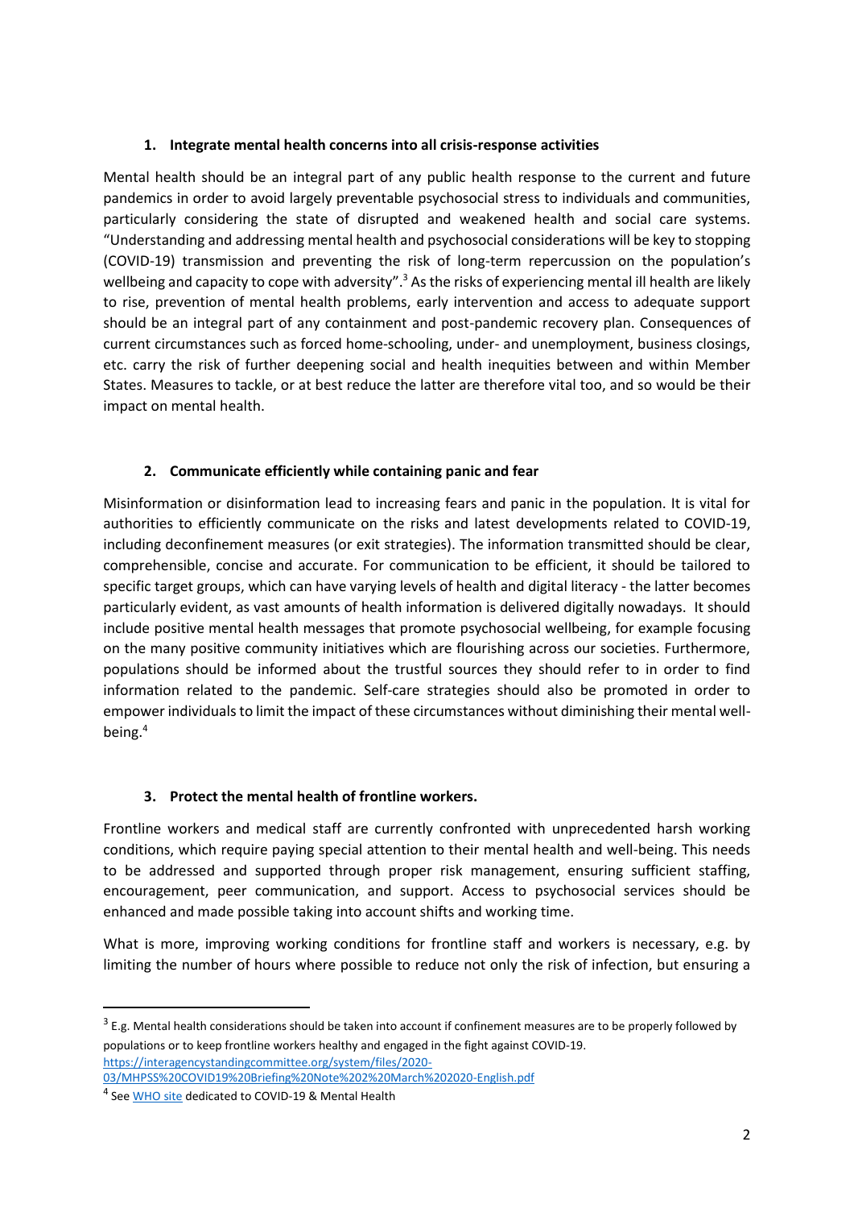### 1. Integrate mental health concerns into all crisis-response activities

Mental health should be an integral part of any public health response to the current and future pandemics in order to avoid largely preventable psychosocial stress to individuals and communities, particularly considering the state of disrupted and weakened health and social care systems. "Understanding and addressing mental health and psychosocial considerations will be key to stopping (COVID-19) transmission and preventing the risk of long-term repercussion on the population's wellbeing and capacity to cope with adversity".[3] As the risks of experiencing mental ill health are likely to rise, prevention of mental health problems, early intervention and access to adequate support should be an integral part of any containment and post-pandemic recovery plan. Consequences of current circumstances such as forced home-schooling, under- and unemployment, business closings, etc. carry the risk of further deepening social and health inequities between and within Member States. Measures to tackle, or at best reduce the latter are therefore vital too, and so would be their impact on mental health.

### 2. Communicate efficiently while containing panic and fear

Misinformation or disinformation lead to increasing fears and panic in the population. It is vital for authorities to efficiently communicate on the risks and latest developments related to COVID-19, including deconfinement measures (or exit strategies). The information transmitted should be clear, comprehensible, concise and accurate. For communication to be efficient, it should be tailored to specific target groups, which can have varying levels of health and digital literacy - the latter becomes particularly evident, as vast amounts of health information is delivered digitally nowadays. It should include positive mental health messages that promote psychosocial wellbeing, for example focusing on the many positive community initiatives which are flourishing across our societies. Furthermore, populations should be informed about the trustful sources they should refer to in order to find information related to the pandemic. Self-care strategies should also be promoted in order to empower individuals to limit the impact of these circumstances without diminishing their mental well-being.[4]

### 3. Protect the mental health of frontline workers.

Frontline workers and medical staff are currently confronted with unprecedented harsh working conditions, which require paying special attention to their mental health and well-being. This needs to be addressed and supported through proper risk management, ensuring sufficient staffing, encouragement, peer communication, and support. Access to psychosocial services should be enhanced and made possible taking into account shifts and working time.

What is more, improving working conditions for frontline staff and workers is necessary, e.g. by limiting the number of hours where possible to reduce not only the risk of infection, but ensuring a

---

[3] E.g. Mental health considerations should be taken into account if confinement measures are to be properly followed by populations or to keep frontline workers healthy and engaged in the fight against COVID-19. https://interagencystandingcommittee.org/system/files/2020-03/MHPSS%20COVID19%20Briefing%20Note%202%20March%202020-English.pdf

[4] See WHO site dedicated to COVID-19 & Mental Health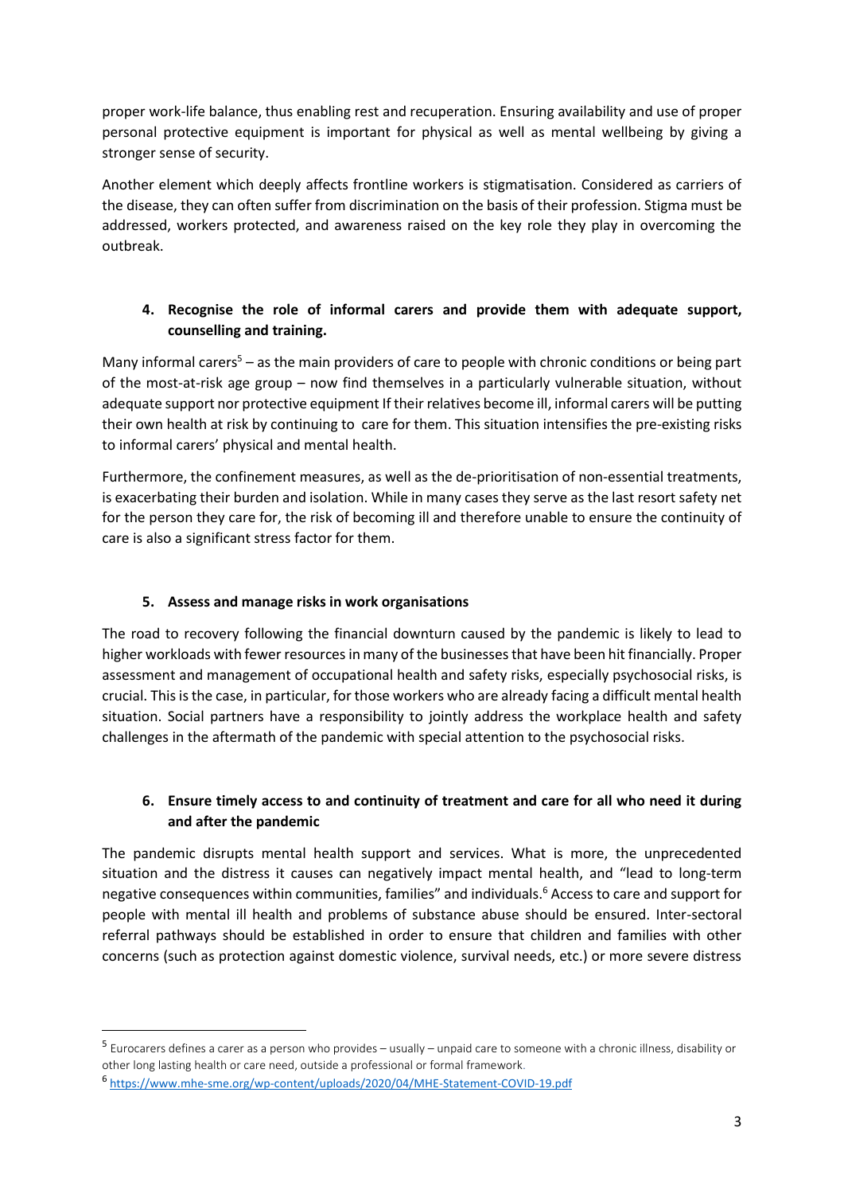proper work-life balance, thus enabling rest and recuperation. Ensuring availability and use of proper personal protective equipment is important for physical as well as mental wellbeing by giving a stronger sense of security.

Another element which deeply affects frontline workers is stigmatisation. Considered as carriers of the disease, they can often suffer from discrimination on the basis of their profession. Stigma must be addressed, workers protected, and awareness raised on the key role they play in overcoming the outbreak.

### 4. Recognise the role of informal carers and provide them with adequate support, counselling and training.

Many informal carers[5] – as the main providers of care to people with chronic conditions or being part of the most-at-risk age group – now find themselves in a particularly vulnerable situation, without adequate support nor protective equipment If their relatives become ill, informal carers will be putting their own health at risk by continuing to care for them. This situation intensifies the pre-existing risks to informal carers' physical and mental health.

Furthermore, the confinement measures, as well as the de-prioritisation of non-essential treatments, is exacerbating their burden and isolation. While in many cases they serve as the last resort safety net for the person they care for, the risk of becoming ill and therefore unable to ensure the continuity of care is also a significant stress factor for them.

### 5. Assess and manage risks in work organisations

The road to recovery following the financial downturn caused by the pandemic is likely to lead to higher workloads with fewer resources in many of the businesses that have been hit financially. Proper assessment and management of occupational health and safety risks, especially psychosocial risks, is crucial. This is the case, in particular, for those workers who are already facing a difficult mental health situation. Social partners have a responsibility to jointly address the workplace health and safety challenges in the aftermath of the pandemic with special attention to the psychosocial risks.

### 6. Ensure timely access to and continuity of treatment and care for all who need it during and after the pandemic

The pandemic disrupts mental health support and services. What is more, the unprecedented situation and the distress it causes can negatively impact mental health, and "lead to long-term negative consequences within communities, families" and individuals.[6] Access to care and support for people with mental ill health and problems of substance abuse should be ensured. Inter-sectoral referral pathways should be established in order to ensure that children and families with other concerns (such as protection against domestic violence, survival needs, etc.) or more severe distress

---

[5] Eurocarers defines a carer as a person who provides – usually – unpaid care to someone with a chronic illness, disability or other long lasting health or care need, outside a professional or formal framework.

[6] https://www.mhe-sme.org/wp-content/uploads/2020/04/MHE-Statement-COVID-19.pdf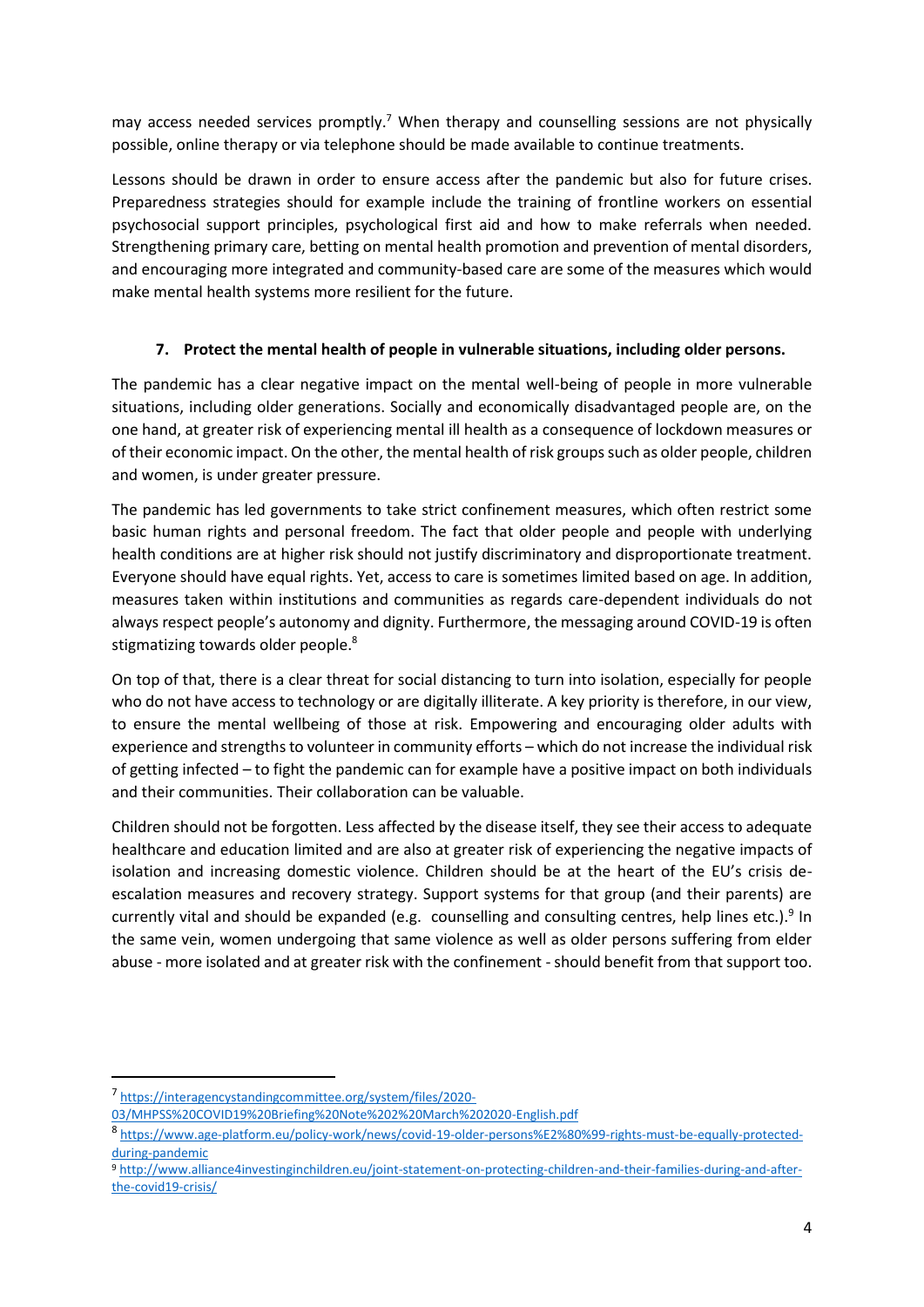may access needed services promptly.[7] When therapy and counselling sessions are not physically possible, online therapy or via telephone should be made available to continue treatments.

Lessons should be drawn in order to ensure access after the pandemic but also for future crises. Preparedness strategies should for example include the training of frontline workers on essential psychosocial support principles, psychological first aid and how to make referrals when needed. Strengthening primary care, betting on mental health promotion and prevention of mental disorders, and encouraging more integrated and community-based care are some of the measures which would make mental health systems more resilient for the future.

### 7. Protect the mental health of people in vulnerable situations, including older persons.

The pandemic has a clear negative impact on the mental well-being of people in more vulnerable situations, including older generations. Socially and economically disadvantaged people are, on the one hand, at greater risk of experiencing mental ill health as a consequence of lockdown measures or of their economic impact. On the other, the mental health of risk groups such as older people, children and women, is under greater pressure.

The pandemic has led governments to take strict confinement measures, which often restrict some basic human rights and personal freedom. The fact that older people and people with underlying health conditions are at higher risk should not justify discriminatory and disproportionate treatment. Everyone should have equal rights. Yet, access to care is sometimes limited based on age. In addition, measures taken within institutions and communities as regards care-dependent individuals do not always respect people's autonomy and dignity. Furthermore, the messaging around COVID-19 is often stigmatizing towards older people.[8]

On top of that, there is a clear threat for social distancing to turn into isolation, especially for people who do not have access to technology or are digitally illiterate. A key priority is therefore, in our view, to ensure the mental wellbeing of those at risk. Empowering and encouraging older adults with experience and strengths to volunteer in community efforts – which do not increase the individual risk of getting infected – to fight the pandemic can for example have a positive impact on both individuals and their communities. Their collaboration can be valuable.

Children should not be forgotten. Less affected by the disease itself, they see their access to adequate healthcare and education limited and are also at greater risk of experiencing the negative impacts of isolation and increasing domestic violence. Children should be at the heart of the EU's crisis de-escalation measures and recovery strategy. Support systems for that group (and their parents) are currently vital and should be expanded (e.g. counselling and consulting centres, help lines etc.).[9] In the same vein, women undergoing that same violence as well as older persons suffering from elder abuse - more isolated and at greater risk with the confinement - should benefit from that support too.

---

[7] https://interagencystandingcommittee.org/system/files/2020-03/MHPSS%20COVID19%20Briefing%20Note%202%20March%202020-English.pdf

[8] https://www.age-platform.eu/policy-work/news/covid-19-older-persons%E2%80%99-rights-must-be-equally-protected-during-pandemic

[9] http://www.alliance4investinginchildren.eu/joint-statement-on-protecting-children-and-their-families-during-and-after-the-covid19-crisis/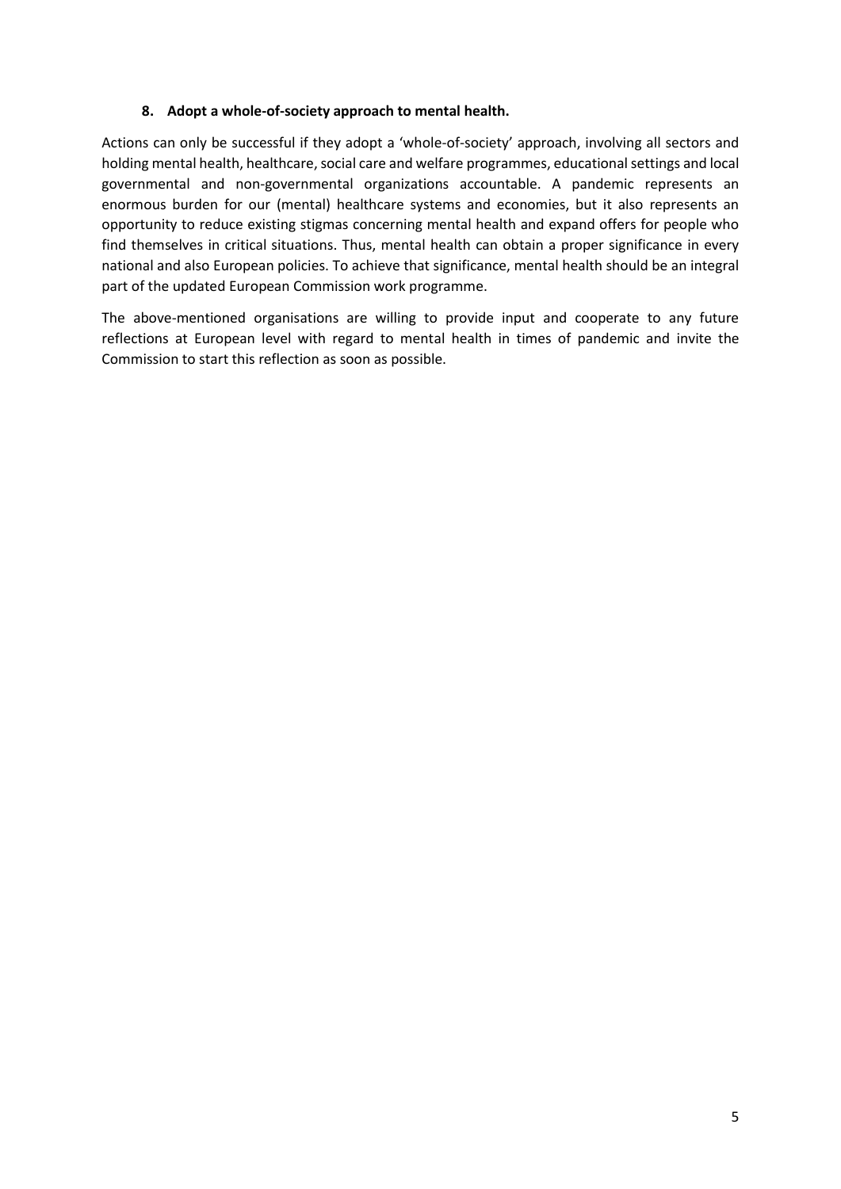**8. Adopt a whole-of-society approach to mental health.**

Actions can only be successful if they adopt a 'whole-of-society' approach, involving all sectors and holding mental health, healthcare, social care and welfare programmes, educational settings and local governmental and non-governmental organizations accountable. A pandemic represents an enormous burden for our (mental) healthcare systems and economies, but it also represents an opportunity to reduce existing stigmas concerning mental health and expand offers for people who find themselves in critical situations. Thus, mental health can obtain a proper significance in every national and also European policies. To achieve that significance, mental health should be an integral part of the updated European Commission work programme.

The above-mentioned organisations are willing to provide input and cooperate to any future reflections at European level with regard to mental health in times of pandemic and invite the Commission to start this reflection as soon as possible.